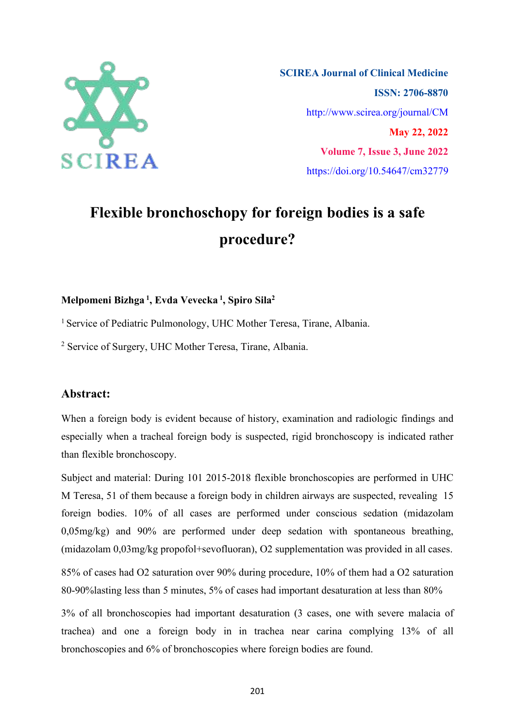SCIREA Journal of Clinical Medicine

ISSN: 2706-8870

http://www.scirea.org/journal/CM

May 22, 2022

Volume 7, Issue 3, June 2022

https://doi.org/10.54647/cm32779

# Flexible bronchoschopy for foreign bodies is a safe procedure?

**Melpomeni Bizhga [1], Evda Vevecka [1], Spiro Sila[2]**

[1] Service of Pediatric Pulmonology, UHC Mother Teresa, Tirane, Albania.

[2] Service of Surgery, UHC Mother Teresa, Tirane, Albania.

## Abstract:

When a foreign body is evident because of history, examination and radiologic findings and especially when a tracheal foreign body is suspected, rigid bronchoscopy is indicated rather than flexible bronchoscopy.

Subject and material: During 101 2015-2018 flexible bronchoscopies are performed in UHC M Teresa, 51 of them because a foreign body in children airways are suspected, revealing 15 foreign bodies. 10% of all cases are performed under conscious sedation (midazolam 0,05mg/kg) and 90% are performed under deep sedation with spontaneous breathing, (midazolam 0,03mg/kg propofol+sevofluoran), O2 supplementation was provided in all cases.

85% of cases had O2 saturation over 90% during procedure, 10% of them had a O2 saturation 80-90%lasting less than 5 minutes, 5% of cases had important desaturation at less than 80%

3% of all bronchoscopies had important desaturation (3 cases, one with severe malacia of trachea) and one a foreign body in in trachea near carina complying 13% of all bronchoscopies and 6% of bronchoscopies where foreign bodies are found.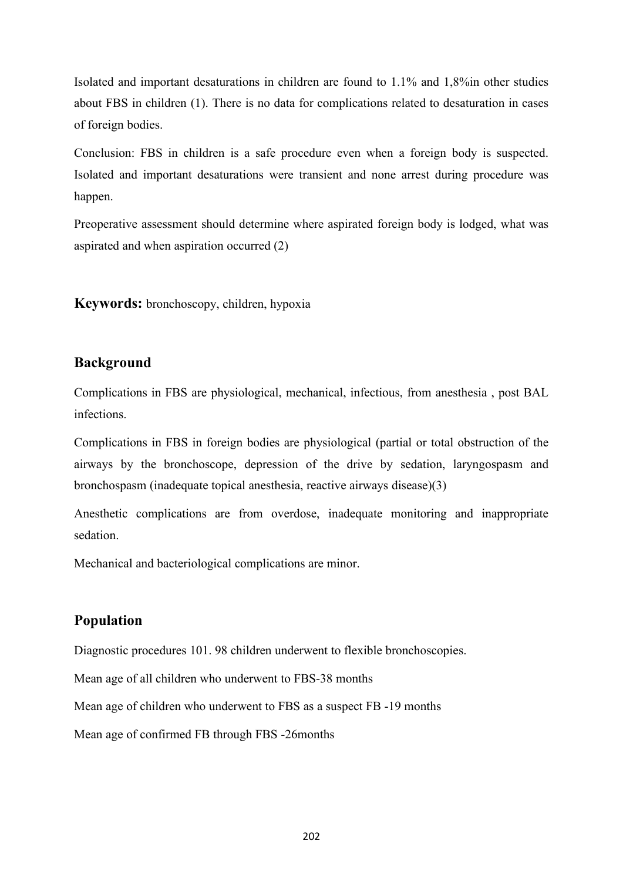Isolated and important desaturations in children are found to 1.1% and 1,8%in other studies about FBS in children (1). There is no data for complications related to desaturation in cases of foreign bodies.

Conclusion: FBS in children is a safe procedure even when a foreign body is suspected. Isolated and important desaturations were transient and none arrest during procedure was happen.

Preoperative assessment should determine where aspirated foreign body is lodged, what was aspirated and when aspiration occurred (2)

**Keywords:** bronchoscopy, children, hypoxia

## Background

Complications in FBS are physiological, mechanical, infectious, from anesthesia , post BAL infections.

Complications in FBS in foreign bodies are physiological (partial or total obstruction of the airways by the bronchoscope, depression of the drive by sedation, laryngospasm and bronchospasm (inadequate topical anesthesia, reactive airways disease)(3)

Anesthetic complications are from overdose, inadequate monitoring and inappropriate sedation.

Mechanical and bacteriological complications are minor.

## Population

Diagnostic procedures 101. 98 children underwent to flexible bronchoscopies.

Mean age of all children who underwent to FBS-38 months

Mean age of children who underwent to FBS as a suspect FB -19 months

Mean age of confirmed FB through FBS -26months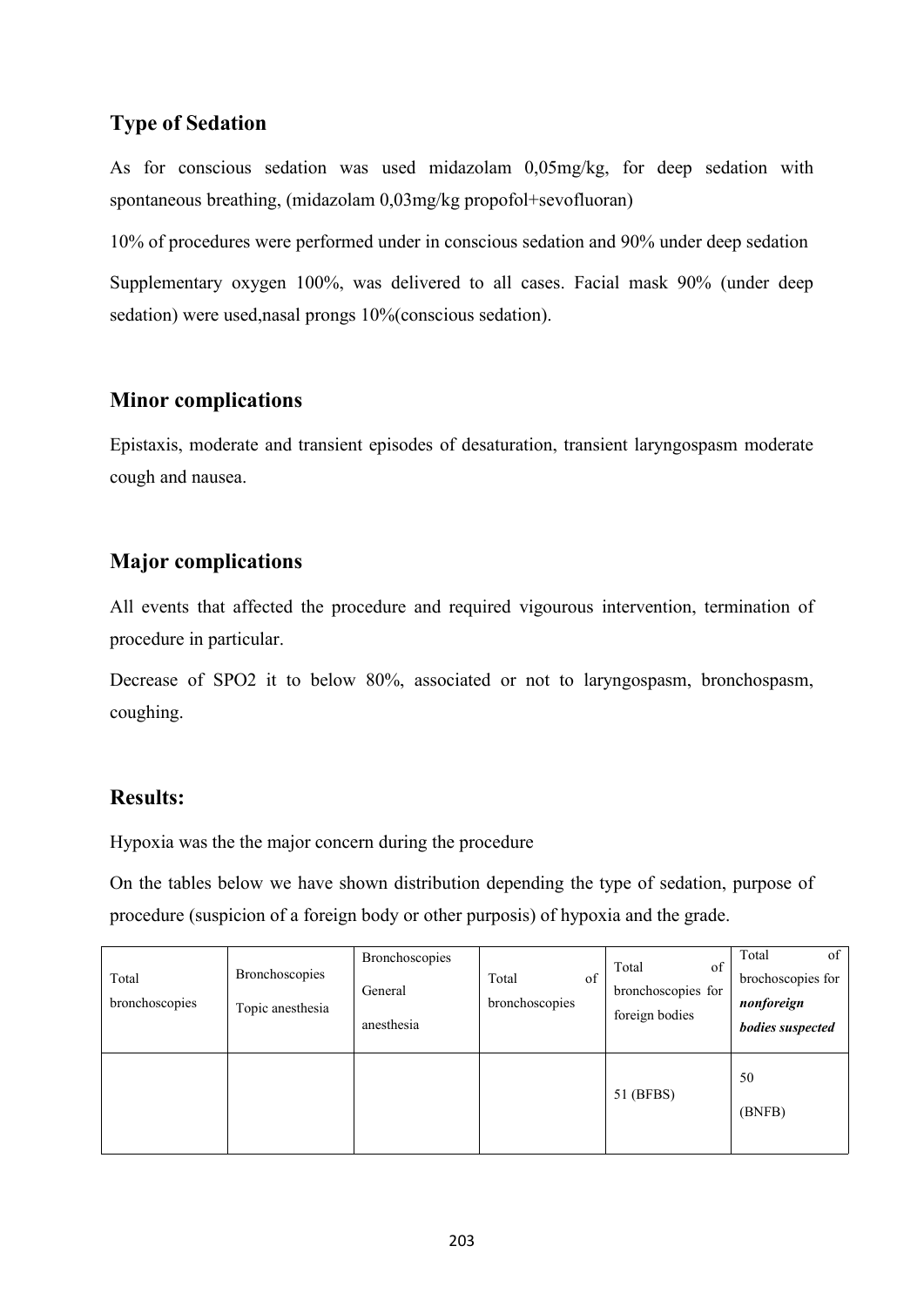## Type of Sedation

As for conscious sedation was used midazolam 0,05mg/kg, for deep sedation with spontaneous breathing, (midazolam 0,03mg/kg propofol+sevofluoran)

10% of procedures were performed under in conscious sedation and 90% under deep sedation

Supplementary oxygen 100%, was delivered to all cases. Facial mask 90% (under deep sedation) were used,nasal prongs 10%(conscious sedation).

## Minor complications

Epistaxis, moderate and transient episodes of desaturation, transient laryngospasm moderate cough and nausea.

## Major complications

All events that affected the procedure and required vigourous intervention, termination of procedure in particular.

Decrease of SPO2 it to below 80%, associated or not to laryngospasm, bronchospasm, coughing.

## Results:

Hypoxia was the the major concern during the procedure

On the tables below we have shown distribution depending the type of sedation, purpose of procedure (suspicion of a foreign body or other purposis) of hypoxia and the grade.

| Total bronchoscopies | Bronchoscopies Topic anesthesia | Bronchoscopies General anesthesia | Total of bronchoscopies | Total of bronchoscopies for foreign bodies | Total of brochoscopies for ***nonforeign bodies suspected*** |
|---|---|---|---|---|---|
| | | | | 51 (BFBS) | 50 (BNFB) |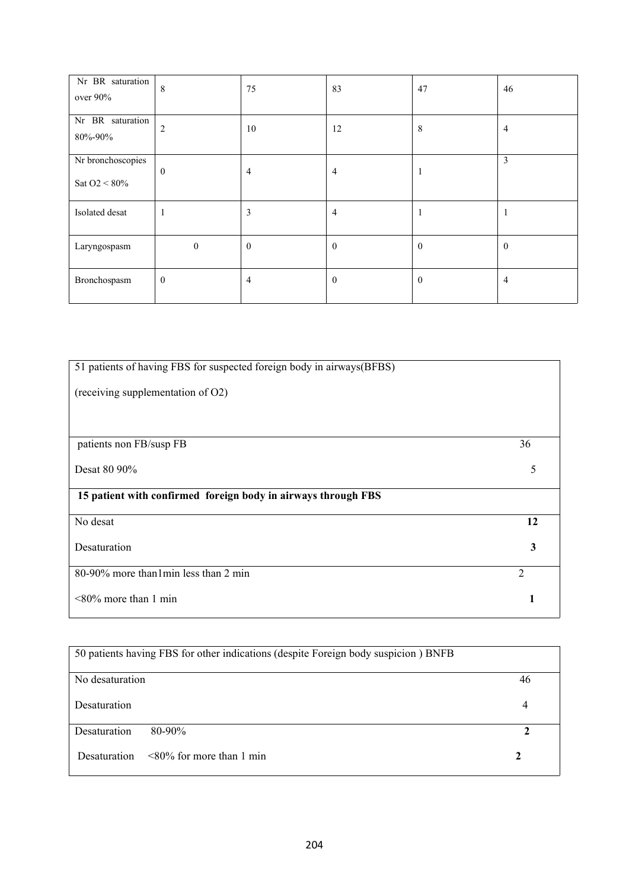| Nr BR saturation over 90% | 8 | 75 | 83 | 47 | 46 |
|---|---|---|---|---|---|
| Nr BR saturation 80%-90% | 2 | 10 | 12 | 8 | 4 |
| Nr bronchoscopies Sat $O_2$ < 80% | 0 | 4 | 4 | 1 | 3 |
| Isolated desat | 1 | 3 | 4 | 1 | 1 |
| Laryngospasm | 0 | 0 | 0 | 0 | 0 |
| Bronchospasm | 0 | 4 | 0 | 0 | 4 |

| 51 patients of having FBS for suspected foreign body in airways(BFBS) (receiving supplementation of O2) | |
|---|---|
| patients non FB/susp FB | 36 |
| Desat 80 90% | 5 |
| **15 patient with confirmed foreign body in airways through FBS** | |
| No desat | **12** |
| Desaturation | **3** |
| 80-90% more than1min less than 2 min | 2 |
| <80% more than 1 min | **1** |

| 50 patients having FBS for other indications (despite Foreign body suspicion ) BNFB | |
|---|---|
| No desaturation | 46 |
| Desaturation | 4 |
| Desaturation 80-90% | **2** |
| Desaturation <80% for more than 1 min | **2** |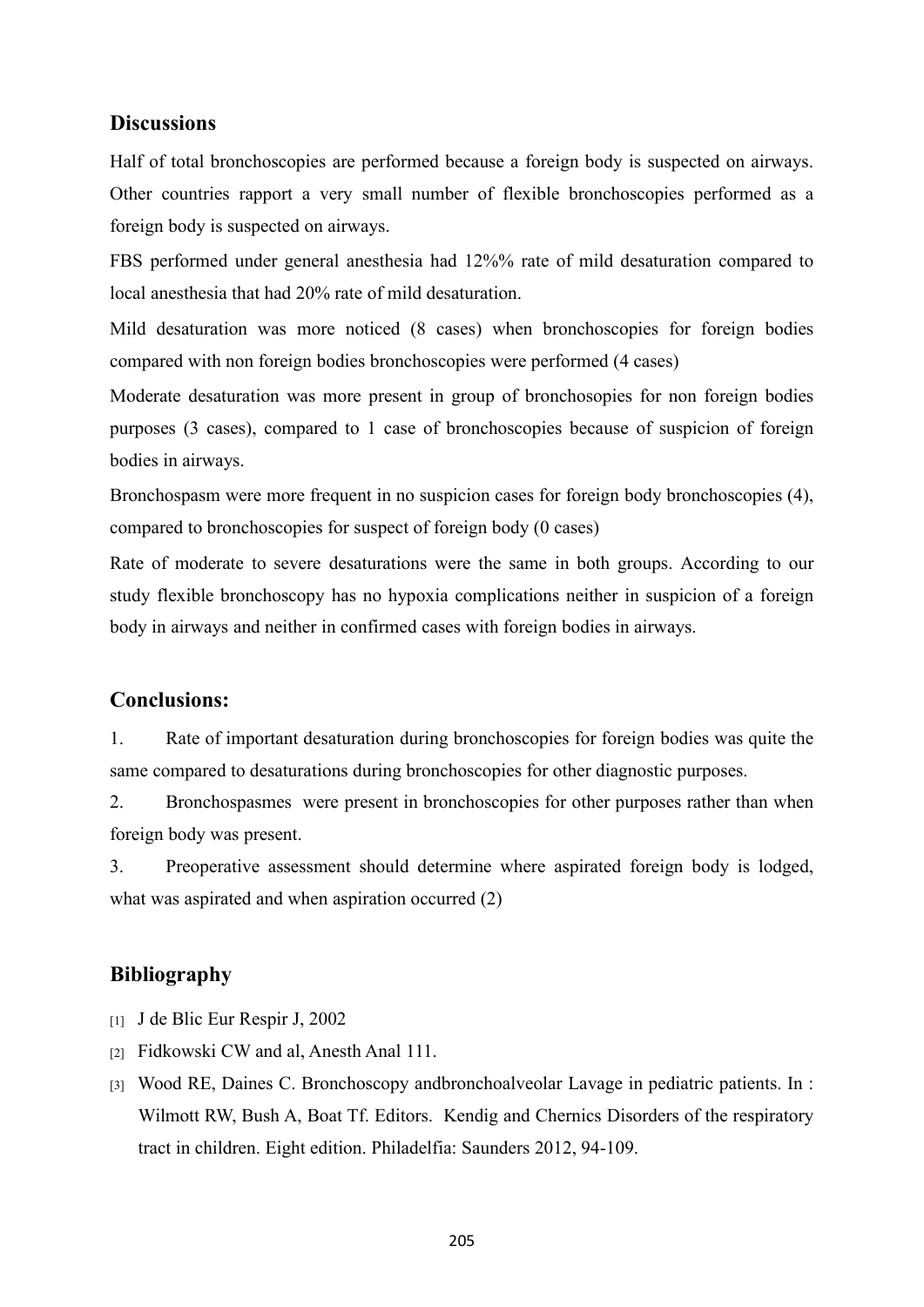## Discussions

Half of total bronchoscopies are performed because a foreign body is suspected on airways. Other countries rapport a very small number of flexible bronchoscopies performed as a foreign body is suspected on airways.

FBS performed under general anesthesia had 12%% rate of mild desaturation compared to local anesthesia that had 20% rate of mild desaturation.

Mild desaturation was more noticed (8 cases) when bronchoscopies for foreign bodies compared with non foreign bodies bronchoscopies were performed (4 cases)

Moderate desaturation was more present in group of bronchosopies for non foreign bodies purposes (3 cases), compared to 1 case of bronchoscopies because of suspicion of foreign bodies in airways.

Bronchospasm were more frequent in no suspicion cases for foreign body bronchoscopies (4), compared to bronchoscopies for suspect of foreign body (0 cases)

Rate of moderate to severe desaturations were the same in both groups. According to our study flexible bronchoscopy has no hypoxia complications neither in suspicion of a foreign body in airways and neither in confirmed cases with foreign bodies in airways.

## Conclusions:

1. Rate of important desaturation during bronchoscopies for foreign bodies was quite the same compared to desaturations during bronchoscopies for other diagnostic purposes.
2. Bronchospasmes were present in bronchoscopies for other purposes rather than when foreign body was present.
3. Preoperative assessment should determine where aspirated foreign body is lodged, what was aspirated and when aspiration occurred (2)

## Bibliography

[1] J de Blic Eur Respir J, 2002

[2] Fidkowski CW and al, Anesth Anal 111.

[3] Wood RE, Daines C. Bronchoscopy andbronchoalveolar Lavage in pediatric patients. In : Wilmott RW, Bush A, Boat Tf. Editors. Kendig and Chernics Disorders of the respiratory tract in children. Eight edition. Philadelfia: Saunders 2012, 94-109.